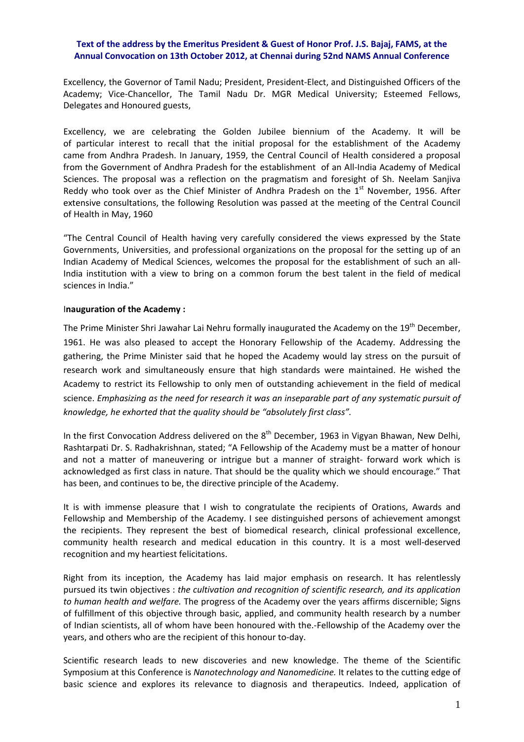**Text of the address by the Emeritus President & Guest of Honor Prof. J.S. Bajaj, FAMS, at the Annual Convocation on 13th October 2012, at Chennai during 52nd NAMS Annual Conference**

Excellency, the Governor of Tamil Nadu; President, President-Elect, and Distinguished Officers of the Academy; Vice-Chancellor, The Tamil Nadu Dr. MGR Medical University; Esteemed Fellows, Delegates and Honoured guests,

Excellency, we are celebrating the Golden Jubilee biennium of the Academy. It will be of particular interest to recall that the initial proposal for the establishment of the Academy came from Andhra Pradesh. In January, 1959, the Central Council of Health considered a proposal from the Government of Andhra Pradesh for the establishment of an All-India Academy of Medical Sciences. The proposal was a reflection on the pragmatism and foresight of Sh. Neelam Sanjiva Reddy who took over as the Chief Minister of Andhra Pradesh on the 1st November, 1956. After extensive consultations, the following Resolution was passed at the meeting of the Central Council of Health in May, 1960

"The Central Council of Health having very carefully considered the views expressed by the State Governments, Universities, and professional organizations on the proposal for the setting up of an Indian Academy of Medical Sciences, welcomes the proposal for the establishment of such an all-India institution with a view to bring on a common forum the best talent in the field of medical sciences in India."

**Inauguration of the Academy :**

The Prime Minister Shri Jawahar Lai Nehru formally inaugurated the Academy on the 19th December, 1961. He was also pleased to accept the Honorary Fellowship of the Academy. Addressing the gathering, the Prime Minister said that he hoped the Academy would lay stress on the pursuit of research work and simultaneously ensure that high standards were maintained. He wished the Academy to restrict its Fellowship to only men of outstanding achievement in the field of medical science. *Emphasizing as the need for research it was an inseparable part of any systematic pursuit of knowledge, he exhorted that the quality should be "absolutely first class".*

In the first Convocation Address delivered on the 8th December, 1963 in Vigyan Bhawan, New Delhi, Rashtarpati Dr. S. Radhakrishnan, stated; "A Fellowship of the Academy must be a matter of honour and not a matter of maneuvering or intrigue but a manner of straight- forward work which is acknowledged as first class in nature. That should be the quality which we should encourage." That has been, and continues to be, the directive principle of the Academy.

It is with immense pleasure that I wish to congratulate the recipients of Orations, Awards and Fellowship and Membership of the Academy. I see distinguished persons of achievement amongst the recipients. They represent the best of biomedical research, clinical professional excellence, community health research and medical education in this country. It is a most well-deserved recognition and my heartiest felicitations.

Right from its inception, the Academy has laid major emphasis on research. It has relentlessly pursued its twin objectives : *the cultivation and recognition of scientific research, and its application to human health and welfare.* The progress of the Academy over the years affirms discernible; Signs of fulfillment of this objective through basic, applied, and community health research by a number of Indian scientists, all of whom have been honoured with the.-Fellowship of the Academy over the years, and others who are the recipient of this honour to-day.

Scientific research leads to new discoveries and new knowledge. The theme of the Scientific Symposium at this Conference is *Nanotechnology and Nanomedicine.* It relates to the cutting edge of basic science and explores its relevance to diagnosis and therapeutics. Indeed, application of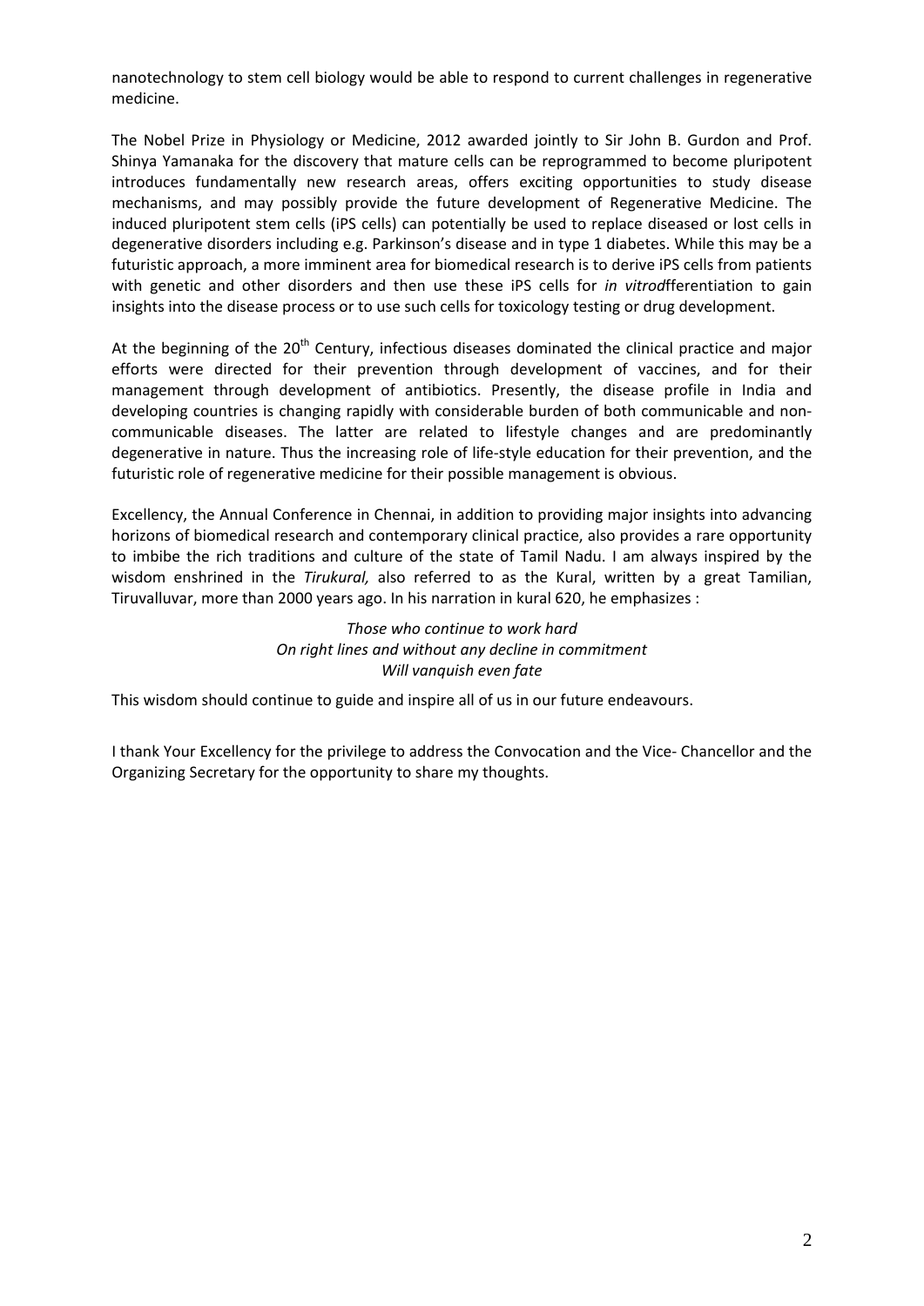nanotechnology to stem cell biology would be able to respond to current challenges in regenerative medicine.

The Nobel Prize in Physiology or Medicine, 2012 awarded jointly to Sir John B. Gurdon and Prof. Shinya Yamanaka for the discovery that mature cells can be reprogrammed to become pluripotent introduces fundamentally new research areas, offers exciting opportunities to study disease mechanisms, and may possibly provide the future development of Regenerative Medicine. The induced pluripotent stem cells (iPS cells) can potentially be used to replace diseased or lost cells in degenerative disorders including e.g. Parkinson's disease and in type 1 diabetes. While this may be a futuristic approach, a more imminent area for biomedical research is to derive iPS cells from patients with genetic and other disorders and then use these iPS cells for *in vitrod*fferentiation to gain insights into the disease process or to use such cells for toxicology testing or drug development.

At the beginning of the 20th Century, infectious diseases dominated the clinical practice and major efforts were directed for their prevention through development of vaccines, and for their management through development of antibiotics. Presently, the disease profile in India and developing countries is changing rapidly with considerable burden of both communicable and non-communicable diseases. The latter are related to lifestyle changes and are predominantly degenerative in nature. Thus the increasing role of life-style education for their prevention, and the futuristic role of regenerative medicine for their possible management is obvious.

Excellency, the Annual Conference in Chennai, in addition to providing major insights into advancing horizons of biomedical research and contemporary clinical practice, also provides a rare opportunity to imbibe the rich traditions and culture of the state of Tamil Nadu. I am always inspired by the wisdom enshrined in the *Tirukural,* also referred to as the Kural, written by a great Tamilian, Tiruvalluvar, more than 2000 years ago. In his narration in kural 620, he emphasizes :

*Those who continue to work hard*
*On right lines and without any decline in commitment*
*Will vanquish even fate*

This wisdom should continue to guide and inspire all of us in our future endeavours.

I thank Your Excellency for the privilege to address the Convocation and the Vice- Chancellor and the Organizing Secretary for the opportunity to share my thoughts.